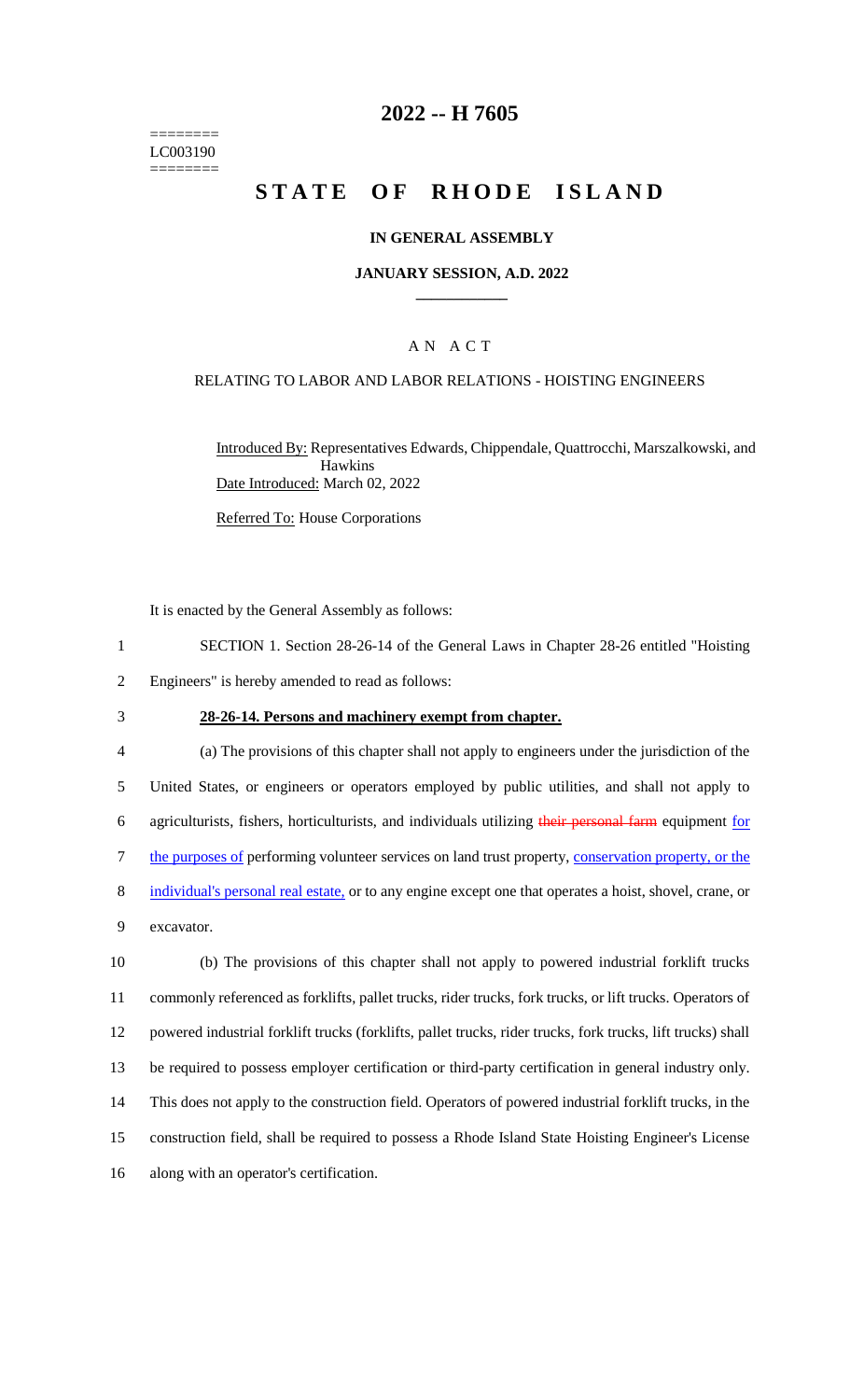========
LC003190
========

# 2022 -- H 7605

# STATE OF RHODE ISLAND

## IN GENERAL ASSEMBLY

### JANUARY SESSION, A.D. 2022

### AN ACT

RELATING TO LABOR AND LABOR RELATIONS - HOISTING ENGINEERS

Introduced By: Representatives Edwards, Chippendale, Quattrocchi, Marszalkowski, and Hawkins

Date Introduced: March 02, 2022

Referred To: House Corporations

It is enacted by the General Assembly as follows:

1 SECTION 1. Section 28-26-14 of the General Laws in Chapter 28-26 entitled "Hoisting
2 Engineers" is hereby amended to read as follows:

3 **28-26-14. Persons and machinery exempt from chapter.**

4 (a) The provisions of this chapter shall not apply to engineers under the jurisdiction of the
5 United States, or engineers or operators employed by public utilities, and shall not apply to
6 agriculturists, fishers, horticulturists, and individuals utilizing ~~their personal farm~~ equipment for
7 the purposes of performing volunteer services on land trust property, conservation property, or the
8 individual's personal real estate, or to any engine except one that operates a hoist, shovel, crane, or
9 excavator.

10 (b) The provisions of this chapter shall not apply to powered industrial forklift trucks
11 commonly referenced as forklifts, pallet trucks, rider trucks, fork trucks, or lift trucks. Operators of
12 powered industrial forklift trucks (forklifts, pallet trucks, rider trucks, fork trucks, lift trucks) shall
13 be required to possess employer certification or third-party certification in general industry only.
14 This does not apply to the construction field. Operators of powered industrial forklift trucks, in the
15 construction field, shall be required to possess a Rhode Island State Hoisting Engineer's License
16 along with an operator's certification.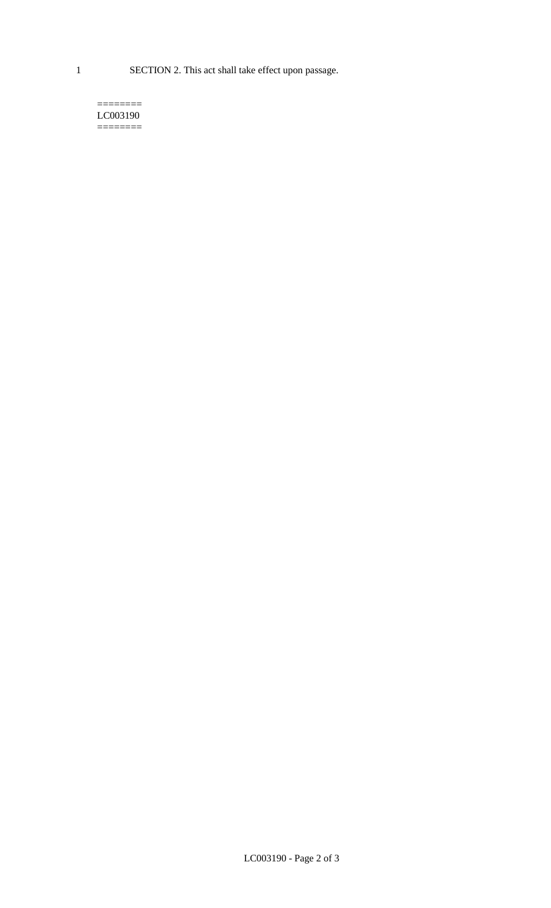1 SECTION 2. This act shall take effect upon passage.

========
LC003190
========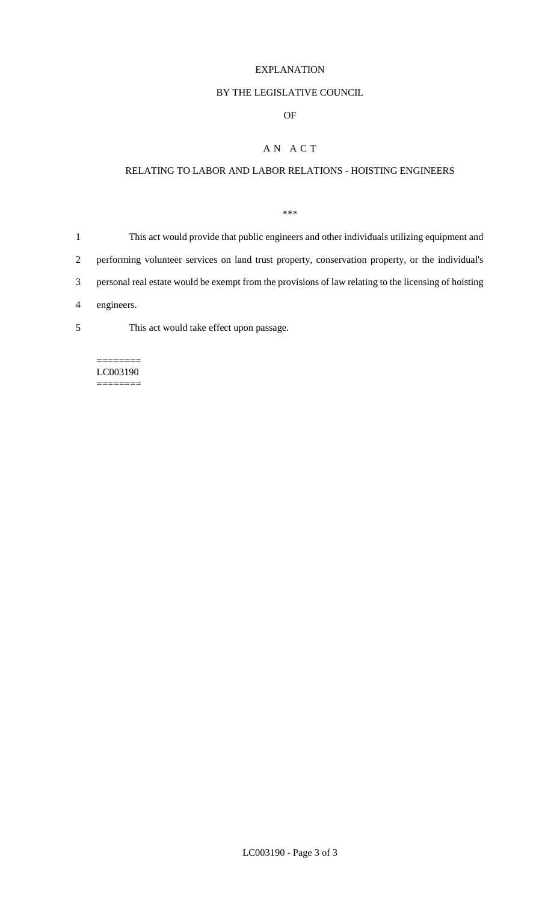EXPLANATION

BY THE LEGISLATIVE COUNCIL

OF

A N  A C T

RELATING TO LABOR AND LABOR RELATIONS - HOISTING ENGINEERS

\*\*\*

1 This act would provide that public engineers and other individuals utilizing equipment and
2 performing volunteer services on land trust property, conservation property, or the individual's
3 personal real estate would be exempt from the provisions of law relating to the licensing of hoisting
4 engineers.

5 This act would take effect upon passage.

========
LC003190
========